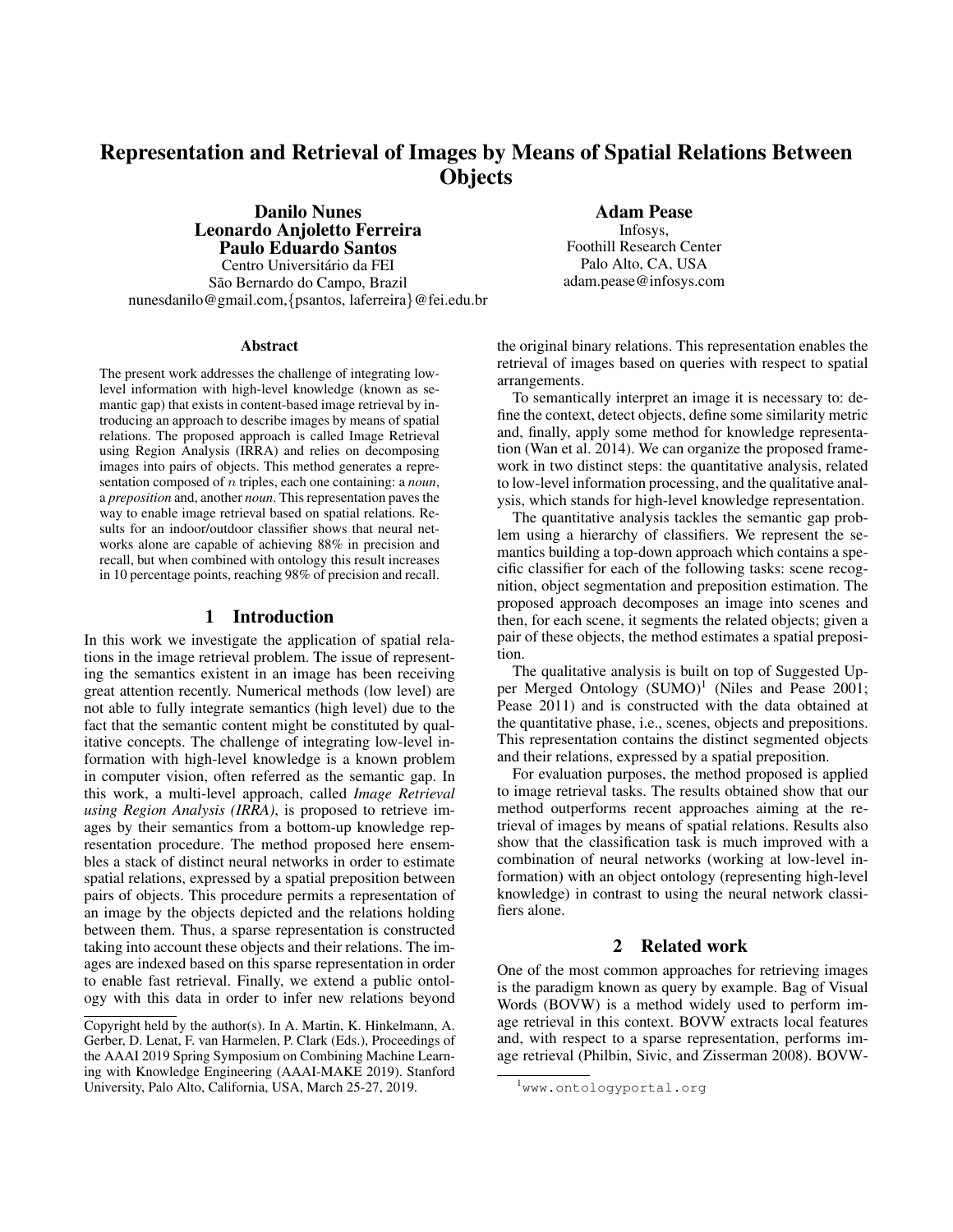# Representation and Retrieval of Images by Means of Spatial Relations Between Objects

**Danilo Nunes**
**Leonardo Anjoletto Ferreira**
**Paulo Eduardo Santos**
Centro Universitário da FEI
São Bernardo do Campo, Brazil
nunesdanilo@gmail.com,{psantos, laferreira}@fei.edu.br

**Adam Pease**
Infosys,
Foothill Research Center
Palo Alto, CA, USA
adam.pease@infosys.com

## Abstract

The present work addresses the challenge of integrating low-level information with high-level knowledge (known as semantic gap) that exists in content-based image retrieval by introducing an approach to describe images by means of spatial relations. The proposed approach is called Image Retrieval using Region Analysis (IRRA) and relies on decomposing images into pairs of objects. This method generates a representation composed of $n$ triples, each one containing: a *noun*, a *preposition* and, another *noun*. This representation paves the way to enable image retrieval based on spatial relations. Results for an indoor/outdoor classifier shows that neural networks alone are capable of achieving 88% in precision and recall, but when combined with ontology this result increases in 10 percentage points, reaching 98% of precision and recall.

## 1 Introduction

In this work we investigate the application of spatial relations in the image retrieval problem. The issue of representing the semantics existent in an image has been receiving great attention recently. Numerical methods (low level) are not able to fully integrate semantics (high level) due to the fact that the semantic content might be constituted by qualitative concepts. The challenge of integrating low-level information with high-level knowledge is a known problem in computer vision, often referred as the semantic gap. In this work, a multi-level approach, called *Image Retrieval using Region Analysis (IRRA)*, is proposed to retrieve images by their semantics from a bottom-up knowledge representation procedure. The method proposed here ensembles a stack of distinct neural networks in order to estimate spatial relations, expressed by a spatial preposition between pairs of objects. This procedure permits a representation of an image by the objects depicted and the relations holding between them. Thus, a sparse representation is constructed taking into account these objects and their relations. The images are indexed based on this sparse representation in order to enable fast retrieval. Finally, we extend a public ontology with this data in order to infer new relations beyond the original binary relations. This representation enables the retrieval of images based on queries with respect to spatial arrangements.

To semantically interpret an image it is necessary to: define the context, detect objects, define some similarity metric and, finally, apply some method for knowledge representation (Wan et al. 2014). We can organize the proposed framework in two distinct steps: the quantitative analysis, related to low-level information processing, and the qualitative analysis, which stands for high-level knowledge representation.

The quantitative analysis tackles the semantic gap problem using a hierarchy of classifiers. We represent the semantics building a top-down approach which contains a specific classifier for each of the following tasks: scene recognition, object segmentation and preposition estimation. The proposed approach decomposes an image into scenes and then, for each scene, it segments the related objects; given a pair of these objects, the method estimates a spatial preposition.

The qualitative analysis is built on top of Suggested Upper Merged Ontology (SUMO)[1] (Niles and Pease 2001; Pease 2011) and is constructed with the data obtained at the quantitative phase, i.e., scenes, objects and prepositions. This representation contains the distinct segmented objects and their relations, expressed by a spatial preposition.

For evaluation purposes, the method proposed is applied to image retrieval tasks. The results obtained show that our method outperforms recent approaches aiming at the retrieval of images by means of spatial relations. Results also show that the classification task is much improved with a combination of neural networks (working at low-level information) with an object ontology (representing high-level knowledge) in contrast to using the neural network classifiers alone.

## 2 Related work

One of the most common approaches for retrieving images is the paradigm known as query by example. Bag of Visual Words (BOVW) is a method widely used to perform image retrieval in this context. BOVW extracts local features and, with respect to a sparse representation, performs image retrieval (Philbin, Sivic, and Zisserman 2008). BOVW-

Copyright held by the author(s). In A. Martin, K. Hinkelmann, A. Gerber, D. Lenat, F. van Harmelen, P. Clark (Eds.), Proceedings of the AAAI 2019 Spring Symposium on Combining Machine Learning with Knowledge Engineering (AAAI-MAKE 2019). Stanford University, Palo Alto, California, USA, March 25-27, 2019.

[1] www.ontologyportal.org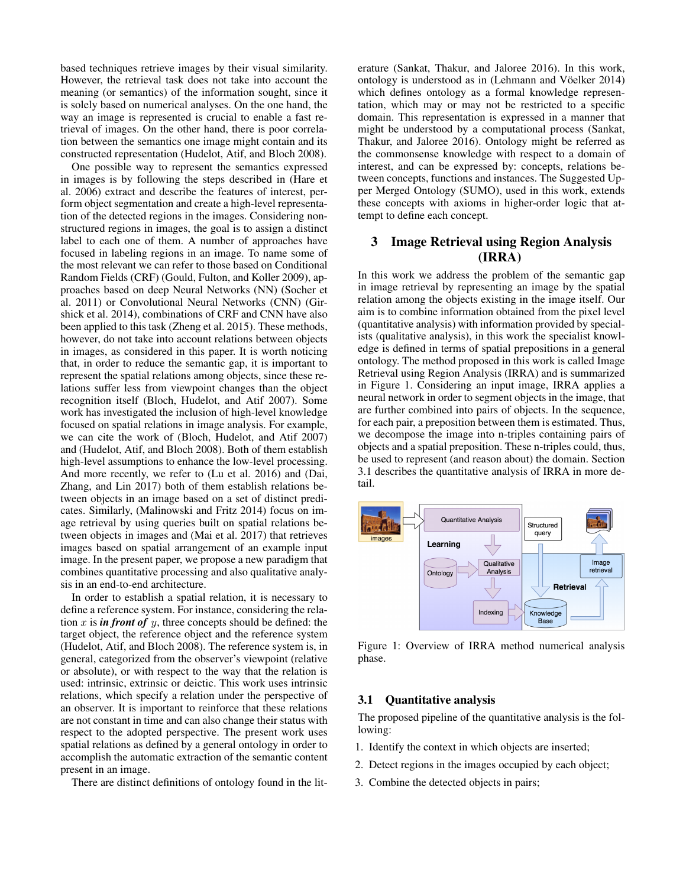based techniques retrieve images by their visual similarity. However, the retrieval task does not take into account the meaning (or semantics) of the information sought, since it is solely based on numerical analyses. On the one hand, the way an image is represented is crucial to enable a fast retrieval of images. On the other hand, there is poor correlation between the semantics one image might contain and its constructed representation (Hudelot, Atif, and Bloch 2008).

One possible way to represent the semantics expressed in images is by following the steps described in (Hare et al. 2006) extract and describe the features of interest, perform object segmentation and create a high-level representation of the detected regions in the images. Considering non-structured regions in images, the goal is to assign a distinct label to each one of them. A number of approaches have focused in labeling regions in an image. To name some of the most relevant we can refer to those based on Conditional Random Fields (CRF) (Gould, Fulton, and Koller 2009), approaches based on deep Neural Networks (NN) (Socher et al. 2011) or Convolutional Neural Networks (CNN) (Girshick et al. 2014), combinations of CRF and CNN have also been applied to this task (Zheng et al. 2015). These methods, however, do not take into account relations between objects in images, as considered in this paper. It is worth noticing that, in order to reduce the semantic gap, it is important to represent the spatial relations among objects, since these relations suffer less from viewpoint changes than the object recognition itself (Bloch, Hudelot, and Atif 2007). Some work has investigated the inclusion of high-level knowledge focused on spatial relations in image analysis. For example, we can cite the work of (Bloch, Hudelot, and Atif 2007) and (Hudelot, Atif, and Bloch 2008). Both of them establish high-level assumptions to enhance the low-level processing. And more recently, we refer to (Lu et al. 2016) and (Dai, Zhang, and Lin 2017) both of them establish relations between objects in an image based on a set of distinct predicates. Similarly, (Malinowski and Fritz 2014) focus on image retrieval by using queries built on spatial relations between objects in images and (Mai et al. 2017) that retrieves images based on spatial arrangement of an example input image. In the present paper, we propose a new paradigm that combines quantitative processing and also qualitative analysis in an end-to-end architecture.

In order to establish a spatial relation, it is necessary to define a reference system. For instance, considering the relation $x$ is ***in front of*** $y$, three concepts should be defined: the target object, the reference object and the reference system (Hudelot, Atif, and Bloch 2008). The reference system is, in general, categorized from the observer's viewpoint (relative or absolute), or with respect to the way that the relation is used: intrinsic, extrinsic or deictic. This work uses intrinsic relations, which specify a relation under the perspective of an observer. It is important to reinforce that these relations are not constant in time and can also change their status with respect to the adopted perspective. The present work uses spatial relations as defined by a general ontology in order to accomplish the automatic extraction of the semantic content present in an image.

There are distinct definitions of ontology found in the literature (Sankat, Thakur, and Jaloree 2016). In this work, ontology is understood as in (Lehmann and Vöelker 2014) which defines ontology as a formal knowledge representation, which may or may not be restricted to a specific domain. This representation is expressed in a manner that might be understood by a computational process (Sankat, Thakur, and Jaloree 2016). Ontology might be referred as the commonsense knowledge with respect to a domain of interest, and can be expressed by: concepts, relations between concepts, functions and instances. The Suggested Upper Merged Ontology (SUMO), used in this work, extends these concepts with axioms in higher-order logic that attempt to define each concept.

## 3 Image Retrieval using Region Analysis (IRRA)

In this work we address the problem of the semantic gap in image retrieval by representing an image by the spatial relation among the objects existing in the image itself. Our aim is to combine information obtained from the pixel level (quantitative analysis) with information provided by specialists (qualitative analysis), in this work the specialist knowledge is defined in terms of spatial prepositions in a general ontology. The method proposed in this work is called Image Retrieval using Region Analysis (IRRA) and is summarized in Figure 1. Considering an input image, IRRA applies a neural network in order to segment objects in the image, that are further combined into pairs of objects. In the sequence, for each pair, a preposition between them is estimated. Thus, we decompose the image into n-triples containing pairs of objects and a spatial preposition. These n-triples could, thus, be used to represent (and reason about) the domain. Section 3.1 describes the quantitative analysis of IRRA in more detail.

Figure 1: Overview of IRRA method numerical analysis phase.

### 3.1 Quantitative analysis

The proposed pipeline of the quantitative analysis is the following:

1. Identify the context in which objects are inserted;
2. Detect regions in the images occupied by each object;
3. Combine the detected objects in pairs;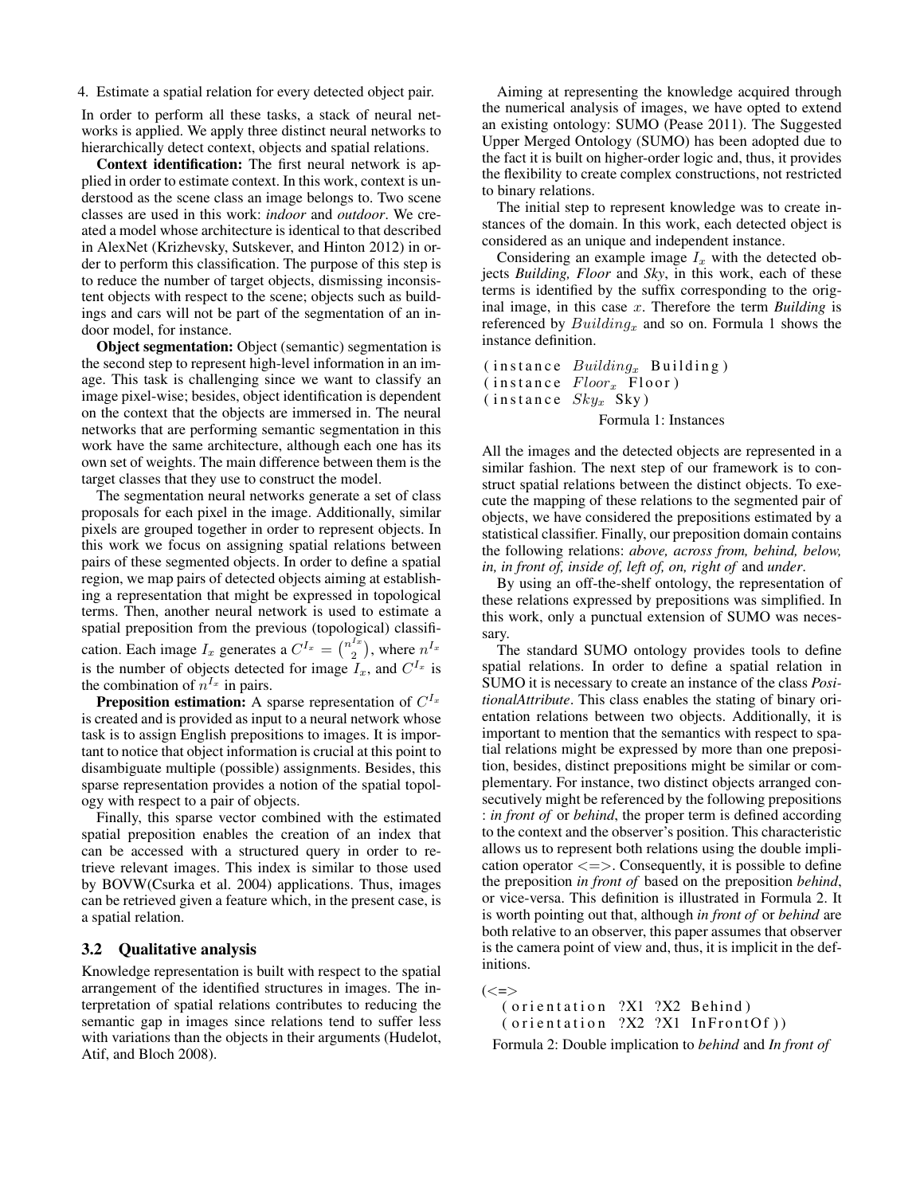4. Estimate a spatial relation for every detected object pair.

In order to perform all these tasks, a stack of neural networks is applied. We apply three distinct neural networks to hierarchically detect context, objects and spatial relations.

**Context identification:** The first neural network is applied in order to estimate context. In this work, context is understood as the scene class an image belongs to. Two scene classes are used in this work: *indoor* and *outdoor*. We created a model whose architecture is identical to that described in AlexNet (Krizhevsky, Sutskever, and Hinton 2012) in order to perform this classification. The purpose of this step is to reduce the number of target objects, dismissing inconsistent objects with respect to the scene; objects such as buildings and cars will not be part of the segmentation of an indoor model, for instance.

**Object segmentation:** Object (semantic) segmentation is the second step to represent high-level information in an image. This task is challenging since we want to classify an image pixel-wise; besides, object identification is dependent on the context that the objects are immersed in. The neural networks that are performing semantic segmentation in this work have the same architecture, although each one has its own set of weights. The main difference between them is the target classes that they use to construct the model.

The segmentation neural networks generate a set of class proposals for each pixel in the image. Additionally, similar pixels are grouped together in order to represent objects. In this work we focus on assigning spatial relations between pairs of these segmented objects. In order to define a spatial region, we map pairs of detected objects aiming at establishing a representation that might be expressed in topological terms. Then, another neural network is used to estimate a spatial preposition from the previous (topological) classification. Each image $I_x$ generates a $C^{I_x} = \binom{n^{I_x}}{2}$, where $n^{I_x}$ is the number of objects detected for image $I_x$, and $C^{I_x}$ is the combination of $n^{I_x}$ in pairs.

**Preposition estimation:** A sparse representation of $C^{I_x}$ is created and is provided as input to a neural network whose task is to assign English prepositions to images. It is important to notice that object information is crucial at this point to disambiguate multiple (possible) assignments. Besides, this sparse representation provides a notion of the spatial topology with respect to a pair of objects.

Finally, this sparse vector combined with the estimated spatial preposition enables the creation of an index that can be accessed with a structured query in order to retrieve relevant images. This index is similar to those used by BOVW(Csurka et al. 2004) applications. Thus, images can be retrieved given a feature which, in the present case, is a spatial relation.

### 3.2 Qualitative analysis

Knowledge representation is built with respect to the spatial arrangement of the identified structures in images. The interpretation of spatial relations contributes to reducing the semantic gap in images since relations tend to suffer less with variations than the objects in their arguments (Hudelot, Atif, and Bloch 2008).

Aiming at representing the knowledge acquired through the numerical analysis of images, we have opted to extend an existing ontology: SUMO (Pease 2011). The Suggested Upper Merged Ontology (SUMO) has been adopted due to the fact it is built on higher-order logic and, thus, it provides the flexibility to create complex constructions, not restricted to binary relations.

The initial step to represent knowledge was to create instances of the domain. In this work, each detected object is considered as an unique and independent instance.

Considering an example image $I_x$ with the detected objects *Building, Floor* and *Sky*, in this work, each of these terms is identified by the suffix corresponding to the original image, in this case $x$. Therefore the term *Building* is referenced by $Building_x$ and so on. Formula 1 shows the instance definition.

```
(instance Building_x Building)
(instance Floor_x Floor)
(instance Sky_x Sky)
```

Formula 1: Instances

All the images and the detected objects are represented in a similar fashion. The next step of our framework is to construct spatial relations between the distinct objects. To execute the mapping of these relations to the segmented pair of objects, we have considered the prepositions estimated by a statistical classifier. Finally, our preposition domain contains the following relations: *above, across from, behind, below, in, in front of, inside of, left of, on, right of* and *under*.

By using an off-the-shelf ontology, the representation of these relations expressed by prepositions was simplified. In this work, only a punctual extension of SUMO was necessary.

The standard SUMO ontology provides tools to define spatial relations. In order to define a spatial relation in SUMO it is necessary to create an instance of the class *PositionalAttribute*. This class enables the stating of binary orientation relations between two objects. Additionally, it is important to mention that the semantics with respect to spatial relations might be expressed by more than one preposition, besides, distinct prepositions might be similar or complementary. For instance, two distinct objects arranged consecutively might be referenced by the following prepositions : *in front of* or *behind*, the proper term is defined according to the context and the observer's position. This characteristic allows us to represent both relations using the double implication operator <=>. Consequently, it is possible to define the preposition *in front of* based on the preposition *behind*, or vice-versa. This definition is illustrated in Formula 2. It is worth pointing out that, although *in front of* or *behind* are both relative to an observer, this paper assumes that observer is the camera point of view and, thus, it is implicit in the definitions.

```
(<=>
  (orientation ?X1 ?X2 Behind)
  (orientation ?X2 ?X1 InFrontOf))
```

Formula 2: Double implication to *behind* and *In front of*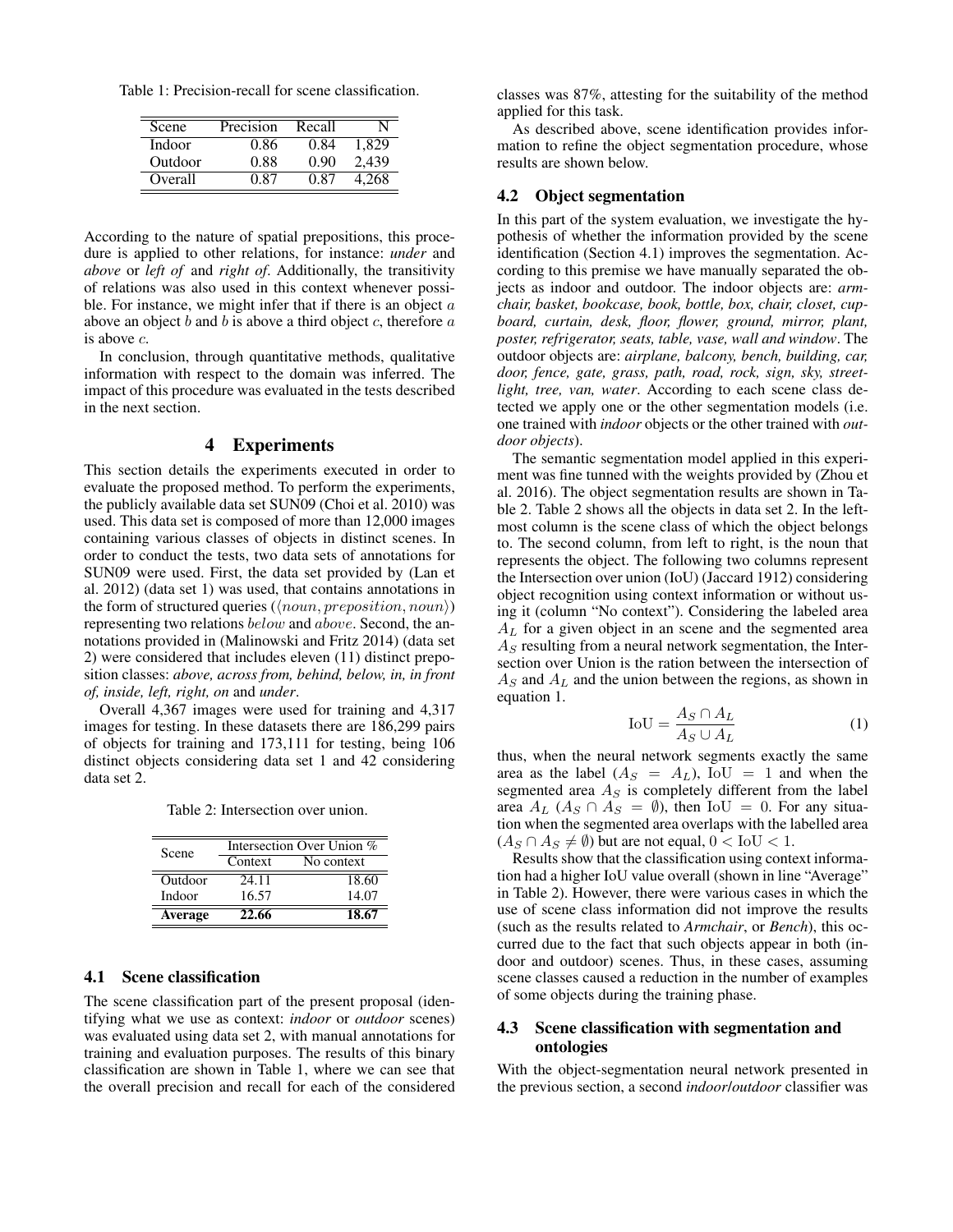Table 1: Precision-recall for scene classification.

| Scene | Precision | Recall | N |
|---|---|---|---|
| Indoor | 0.86 | 0.84 | 1,829 |
| Outdoor | 0.88 | 0.90 | 2,439 |
| Overall | 0.87 | 0.87 | 4,268 |

According to the nature of spatial prepositions, this procedure is applied to other relations, for instance: *under* and *above* or *left of* and *right of*. Additionally, the transitivity of relations was also used in this context whenever possible. For instance, we might infer that if there is an object $a$ above an object $b$ and $b$ is above a third object $c$, therefore $a$ is above $c$.

In conclusion, through quantitative methods, qualitative information with respect to the domain was inferred. The impact of this procedure was evaluated in the tests described in the next section.

## 4 Experiments

This section details the experiments executed in order to evaluate the proposed method. To perform the experiments, the publicly available data set SUN09 (Choi et al. 2010) was used. This data set is composed of more than 12,000 images containing various classes of objects in distinct scenes. In order to conduct the tests, two data sets of annotations for SUN09 were used. First, the data set provided by (Lan et al. 2012) (data set 1) was used, that contains annotations in the form of structured queries ($\langle noun, preposition, noun \rangle$) representing two relations $below$ and $above$. Second, the annotations provided in (Malinowski and Fritz 2014) (data set 2) were considered that includes eleven (11) distinct preposition classes: *above, across from, behind, below, in, in front of, inside, left, right, on* and *under*.

Overall 4,367 images were used for training and 4,317 images for testing. In these datasets there are 186,299 pairs of objects for training and 173,111 for testing, being 106 distinct objects considering data set 1 and 42 considering data set 2.

Table 2: Intersection over union.

| Scene | Intersection Over Union % | |
|---|---|---|
| | Context | No context |
| Outdoor | 24.11 | 18.60 |
| Indoor | 16.57 | 14.07 |
| **Average** | **22.66** | **18.67** |

### 4.1 Scene classification

The scene classification part of the present proposal (identifying what we use as context: *indoor* or *outdoor* scenes) was evaluated using data set 2, with manual annotations for training and evaluation purposes. The results of this binary classification are shown in Table 1, where we can see that the overall precision and recall for each of the considered classes was 87%, attesting for the suitability of the method applied for this task.

As described above, scene identification provides information to refine the object segmentation procedure, whose results are shown below.

### 4.2 Object segmentation

In this part of the system evaluation, we investigate the hypothesis of whether the information provided by the scene identification (Section 4.1) improves the segmentation. According to this premise we have manually separated the objects as indoor and outdoor. The indoor objects are: *armchair, basket, bookcase, book, bottle, box, chair, closet, cupboard, curtain, desk, floor, flower, ground, mirror, plant, poster, refrigerator, seats, table, vase, wall and window*. The outdoor objects are: *airplane, balcony, bench, building, car, door, fence, gate, grass, path, road, rock, sign, sky, streetlight, tree, van, water*. According to each scene class detected we apply one or the other segmentation models (i.e. one trained with *indoor* objects or the other trained with *outdoor objects*).

The semantic segmentation model applied in this experiment was fine tunned with the weights provided by (Zhou et al. 2016). The object segmentation results are shown in Table 2. Table 2 shows all the objects in data set 2. In the leftmost column is the scene class of which the object belongs to. The second column, from left to right, is the noun that represents the object. The following two columns represent the Intersection over union (IoU) (Jaccard 1912) considering object recognition using context information or without using it (column "No context"). Considering the labeled area $A_L$ for a given object in an scene and the segmented area $A_S$ resulting from a neural network segmentation, the Intersection over Union is the ration between the intersection of $A_S$ and $A_L$ and the union between the regions, as shown in equation 1.

$$\text{IoU} = \frac{A_S \cap A_L}{A_S \cup A_L} \tag{1}$$

thus, when the neural network segments exactly the same area as the label ($A_S = A_L$), $\text{IoU} = 1$ and when the segmented area $A_S$ is completely different from the label area $A_L$ ($A_S \cap A_S = \emptyset$), then $\text{IoU} = 0$. For any situation when the segmented area overlaps with the labelled area ($A_S \cap A_S \neq \emptyset$) but are not equal, $0 < \text{IoU} < 1$.

Results show that the classification using context information had a higher IoU value overall (shown in line "Average" in Table 2). However, there were various cases in which the use of scene class information did not improve the results (such as the results related to *Armchair*, or *Bench*), this occurred due to the fact that such objects appear in both (indoor and outdoor) scenes. Thus, in these cases, assuming scene classes caused a reduction in the number of examples of some objects during the training phase.

### 4.3 Scene classification with segmentation and ontologies

With the object-segmentation neural network presented in the previous section, a second *indoor*/*outdoor* classifier was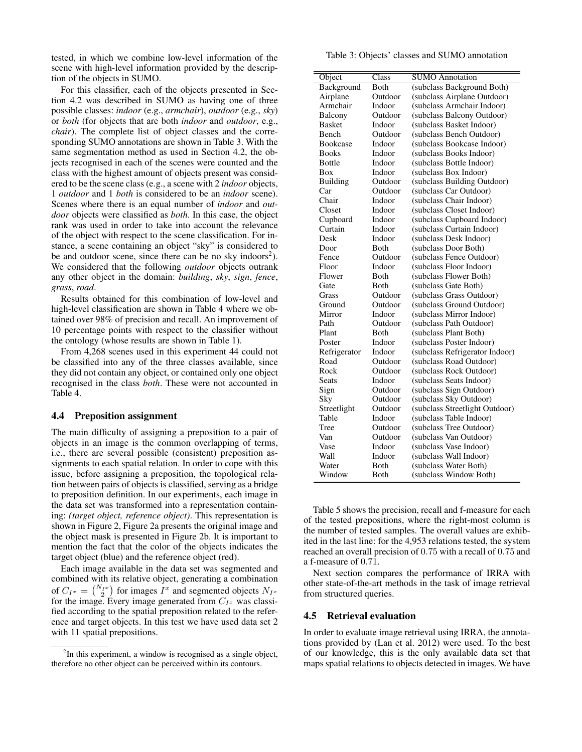tested, in which we combine low-level information of the scene with high-level information provided by the description of the objects in SUMO.

For this classifier, each of the objects presented in Section 4.2 was described in SUMO as having one of three possible classes: *indoor* (e.g., *armchair*), *outdoor* (e.g., *sky*) or *both* (for objects that are both *indoor* and *outdoor*, e.g., *chair*). The complete list of object classes and the corresponding SUMO annotations are shown in Table 3. With the same segmentation method as used in Section 4.2, the objects recognised in each of the scenes were counted and the class with the highest amount of objects present was considered to be the scene class (e.g., a scene with 2 *indoor* objects, 1 *outdoor* and 1 *both* is considered to be an *indoor* scene). Scenes where there is an equal number of *indoor* and *outdoor* objects were classified as *both*. In this case, the object rank was used in order to take into account the relevance of the object with respect to the scene classification. For instance, a scene containing an object "sky" is considered to be and outdoor scene, since there can be no sky indoors[2]). We considered that the following *outdoor* objects outrank any other object in the domain: *building*, *sky*, *sign*, *fence*, *grass*, *road*.

Results obtained for this combination of low-level and high-level classification are shown in Table 4 where we obtained over 98% of precision and recall. An improvement of 10 percentage points with respect to the classifier without the ontology (whose results are shown in Table 1).

From 4,268 scenes used in this experiment 44 could not be classified into any of the three classes available, since they did not contain any object, or contained only one object recognised in the class *both*. These were not accounted in Table 4.

### 4.4 Preposition assignment

The main difficulty of assigning a preposition to a pair of objects in an image is the common overlapping of terms, i.e., there are several possible (consistent) preposition assignments to each spatial relation. In order to cope with this issue, before assigning a preposition, the topological relation between pairs of objects is classified, serving as a bridge to preposition definition. In our experiments, each image in the data set was transformed into a representation containing: *(target object, reference object)*. This representation is shown in Figure 2, Figure 2a presents the original image and the object mask is presented in Figure 2b. It is important to mention the fact that the color of the objects indicates the target object (blue) and the reference object (red).

Each image available in the data set was segmented and combined with its relative object, generating a combination of $C_{I^x} = \binom{N_{I^x}}{2}$ for images $I^x$ and segmented objects $N_{I^x}$ for the image. Every image generated from $C_{I^x}$ was classified according to the spatial preposition related to the reference and target objects. In this test we have used data set 2 with 11 spatial prepositions.

[2]In this experiment, a window is recognised as a single object, therefore no other object can be perceived within its contours.

Table 3: Objects' classes and SUMO annotation

| Object | Class | SUMO Annotation |
|---|---|---|
| Background | Both | (subclass Background Both) |
| Airplane | Outdoor | (subclass Airplane Outdoor) |
| Armchair | Indoor | (subclass Armchair Indoor) |
| Balcony | Outdoor | (subclass Balcony Outdoor) |
| Basket | Indoor | (subclass Basket Indoor) |
| Bench | Outdoor | (subclass Bench Outdoor) |
| Bookcase | Indoor | (subclass Bookcase Indoor) |
| Books | Indoor | (subclass Books Indoor) |
| Bottle | Indoor | (subclass Bottle Indoor) |
| Box | Indoor | (subclass Box Indoor) |
| Building | Outdoor | (subclass Building Outdoor) |
| Car | Outdoor | (subclass Car Outdoor) |
| Chair | Indoor | (subclass Chair Indoor) |
| Closet | Indoor | (subclass Closet Indoor) |
| Cupboard | Indoor | (subclass Cupboard Indoor) |
| Curtain | Indoor | (subclass Curtain Indoor) |
| Desk | Indoor | (subclass Desk Indoor) |
| Door | Both | (subclass Door Both) |
| Fence | Outdoor | (subclass Fence Outdoor) |
| Floor | Indoor | (subclass Floor Indoor) |
| Flower | Both | (subclass Flower Both) |
| Gate | Both | (subclass Gate Both) |
| Grass | Outdoor | (subclass Grass Outdoor) |
| Ground | Outdoor | (subclass Ground Outdoor) |
| Mirror | Indoor | (subclass Mirror Indoor) |
| Path | Outdoor | (subclass Path Outdoor) |
| Plant | Both | (subclass Plant Both) |
| Poster | Indoor | (subclass Poster Indoor) |
| Refrigerator | Indoor | (subclass Refrigerator Indoor) |
| Road | Outdoor | (subclass Road Outdoor) |
| Rock | Outdoor | (subclass Rock Outdoor) |
| Seats | Indoor | (subclass Seats Indoor) |
| Sign | Outdoor | (subclass Sign Outdoor) |
| Sky | Outdoor | (subclass Sky Outdoor) |
| Streetlight | Outdoor | (subclass Streetlight Outdoor) |
| Table | Indoor | (subclass Table Indoor) |
| Tree | Outdoor | (subclass Tree Outdoor) |
| Van | Outdoor | (subclass Van Outdoor) |
| Vase | Indoor | (subclass Vase Indoor) |
| Wall | Indoor | (subclass Wall Indoor) |
| Water | Both | (subclass Water Both) |
| Window | Both | (subclass Window Both) |

Table 5 shows the precision, recall and f-measure for each of the tested prepositions, where the right-most column is the number of tested samples. The overall values are exhibited in the last line: for the 4,953 relations tested, the system reached an overall precision of 0.75 with a recall of 0.75 and a f-measure of 0.71.

Next section compares the performance of IRRA with other state-of-the-art methods in the task of image retrieval from structured queries.

### 4.5 Retrieval evaluation

In order to evaluate image retrieval using IRRA, the annotations provided by (Lan et al. 2012) were used. To the best of our knowledge, this is the only available data set that maps spatial relations to objects detected in images. We have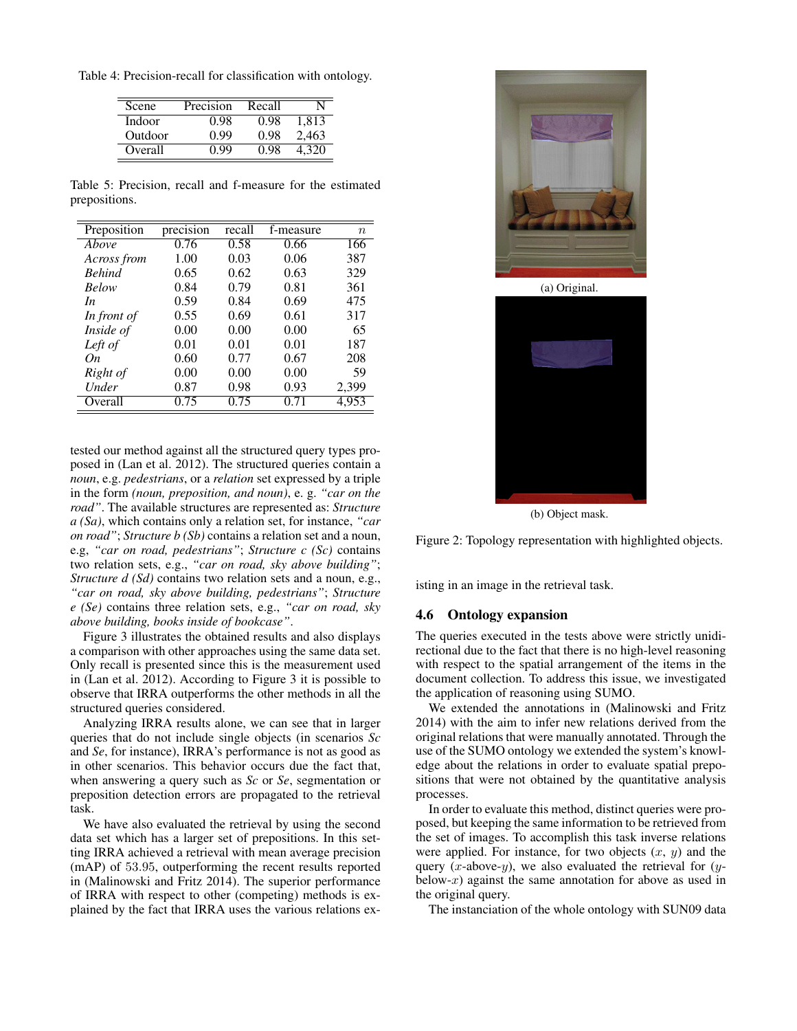Table 4: Precision-recall for classification with ontology.

| Scene | Precision | Recall | N |
|---|---|---|---|
| Indoor | 0.98 | 0.98 | 1,813 |
| Outdoor | 0.99 | 0.98 | 2,463 |
| Overall | 0.99 | 0.98 | 4,320 |

Table 5: Precision, recall and f-measure for the estimated prepositions.

| Preposition | precision | recall | f-measure | $n$ |
|---|---|---|---|---|
| *Above* | 0.76 | 0.58 | 0.66 | 166 |
| *Across from* | 1.00 | 0.03 | 0.06 | 387 |
| *Behind* | 0.65 | 0.62 | 0.63 | 329 |
| *Below* | 0.84 | 0.79 | 0.81 | 361 |
| *In* | 0.59 | 0.84 | 0.69 | 475 |
| *In front of* | 0.55 | 0.69 | 0.61 | 317 |
| *Inside of* | 0.00 | 0.00 | 0.00 | 65 |
| *Left of* | 0.01 | 0.01 | 0.01 | 187 |
| *On* | 0.60 | 0.77 | 0.67 | 208 |
| *Right of* | 0.00 | 0.00 | 0.00 | 59 |
| *Under* | 0.87 | 0.98 | 0.93 | 2,399 |
| Overall | 0.75 | 0.75 | 0.71 | 4,953 |

tested our method against all the structured query types proposed in (Lan et al. 2012). The structured queries contain a *noun*, e.g. *pedestrians*, or a *relation* set expressed by a triple in the form *(noun, preposition, and noun)*, e. g. *"car on the road"*. The available structures are represented as: *Structure a (Sa)*, which contains only a relation set, for instance, *"car on road"*; *Structure b (Sb)* contains a relation set and a noun, e.g, *"car on road, pedestrians"*; *Structure c (Sc)* contains two relation sets, e.g., *"car on road, sky above building"*; *Structure d (Sd)* contains two relation sets and a noun, e.g., *"car on road, sky above building, pedestrians"*; *Structure e (Se)* contains three relation sets, e.g., *"car on road, sky above building, books inside of bookcase"*.

Figure 3 illustrates the obtained results and also displays a comparison with other approaches using the same data set. Only recall is presented since this is the measurement used in (Lan et al. 2012). According to Figure 3 it is possible to observe that IRRA outperforms the other methods in all the structured queries considered.

Analyzing IRRA results alone, we can see that in larger queries that do not include single objects (in scenarios *Sc* and *Se*, for instance), IRRA's performance is not as good as in other scenarios. This behavior occurs due the fact that, when answering a query such as *Sc* or *Se*, segmentation or preposition detection errors are propagated to the retrieval task.

We have also evaluated the retrieval by using the second data set which has a larger set of prepositions. In this setting IRRA achieved a retrieval with mean average precision (mAP) of $53.95$, outperforming the recent results reported in (Malinowski and Fritz 2014). The superior performance of IRRA with respect to other (competing) methods is explained by the fact that IRRA uses the various relations existing in an image in the retrieval task.

(a) Original.

(b) Object mask.

Figure 2: Topology representation with highlighted objects.

### 4.6 Ontology expansion

The queries executed in the tests above were strictly unidirectional due to the fact that there is no high-level reasoning with respect to the spatial arrangement of the items in the document collection. To address this issue, we investigated the application of reasoning using SUMO.

We extended the annotations in (Malinowski and Fritz 2014) with the aim to infer new relations derived from the original relations that were manually annotated. Through the use of the SUMO ontology we extended the system's knowledge about the relations in order to evaluate spatial prepositions that were not obtained by the quantitative analysis processes.

In order to evaluate this method, distinct queries were proposed, but keeping the same information to be retrieved from the set of images. To accomplish this task inverse relations were applied. For instance, for two objects ($x$, $y$) and the query ($x$-above-$y$), we also evaluated the retrieval for ($y$-below-$x$) against the same annotation for above as used in the original query.

The instanciation of the whole ontology with SUN09 data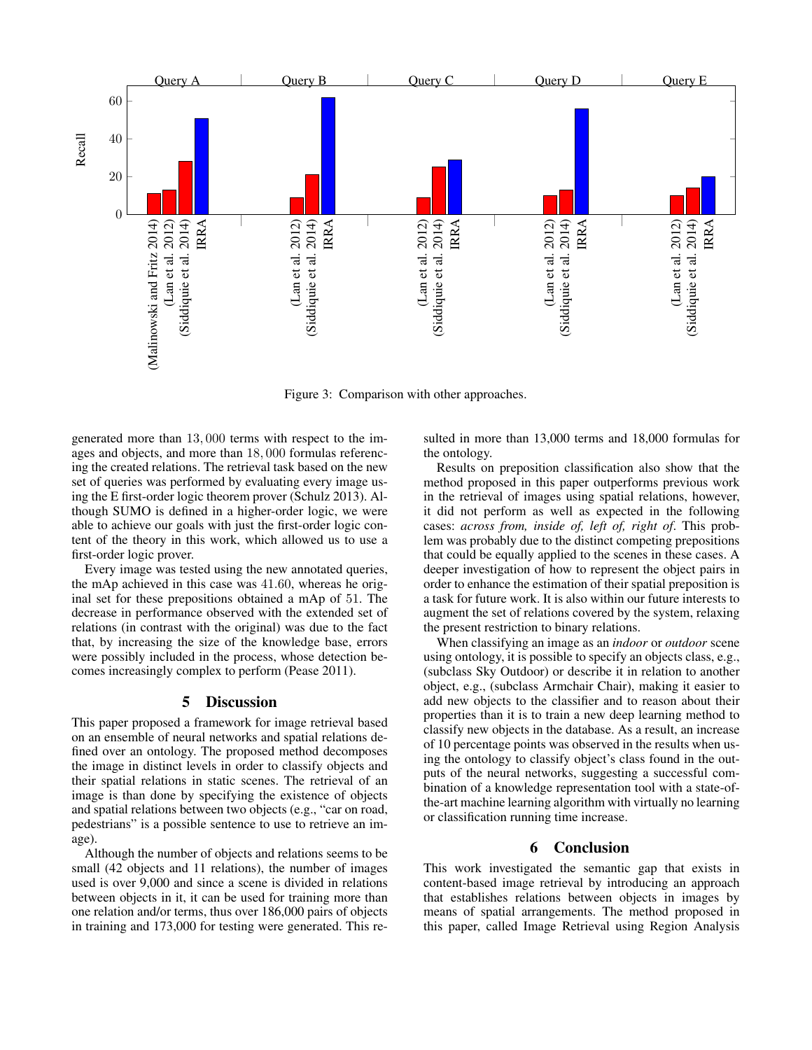Figure 3: Comparison with other approaches.

generated more than $13,000$ terms with respect to the images and objects, and more than $18,000$ formulas referencing the created relations. The retrieval task based on the new set of queries was performed by evaluating every image using the E first-order logic theorem prover (Schulz 2013). Although SUMO is defined in a higher-order logic, we were able to achieve our goals with just the first-order logic content of the theory in this work, which allowed us to use a first-order logic prover.

Every image was tested using the new annotated queries, the mAp achieved in this case was $41.60$, whereas he original set for these prepositions obtained a mAp of $51$. The decrease in performance observed with the extended set of relations (in contrast with the original) was due to the fact that, by increasing the size of the knowledge base, errors were possibly included in the process, whose detection becomes increasingly complex to perform (Pease 2011).

## 5 Discussion

This paper proposed a framework for image retrieval based on an ensemble of neural networks and spatial relations defined over an ontology. The proposed method decomposes the image in distinct levels in order to classify objects and their spatial relations in static scenes. The retrieval of an image is than done by specifying the existence of objects and spatial relations between two objects (e.g., "car on road, pedestrians" is a possible sentence to use to retrieve an image).

Although the number of objects and relations seems to be small (42 objects and 11 relations), the number of images used is over 9,000 and since a scene is divided in relations between objects in it, it can be used for training more than one relation and/or terms, thus over 186,000 pairs of objects in training and 173,000 for testing were generated. This resulted in more than 13,000 terms and 18,000 formulas for the ontology.

Results on preposition classification also show that the method proposed in this paper outperforms previous work in the retrieval of images using spatial relations, however, it did not perform as well as expected in the following cases: *across from, inside of, left of, right of*. This problem was probably due to the distinct competing prepositions that could be equally applied to the scenes in these cases. A deeper investigation of how to represent the object pairs in order to enhance the estimation of their spatial preposition is a task for future work. It is also within our future interests to augment the set of relations covered by the system, relaxing the present restriction to binary relations.

When classifying an image as an *indoor* or *outdoor* scene using ontology, it is possible to specify an objects class, e.g., (subclass Sky Outdoor) or describe it in relation to another object, e.g., (subclass Armchair Chair), making it easier to add new objects to the classifier and to reason about their properties than it is to train a new deep learning method to classify new objects in the database. As a result, an increase of 10 percentage points was observed in the results when using the ontology to classify object's class found in the outputs of the neural networks, suggesting a successful combination of a knowledge representation tool with a state-of-the-art machine learning algorithm with virtually no learning or classification running time increase.

## 6 Conclusion

This work investigated the semantic gap that exists in content-based image retrieval by introducing an approach that establishes relations between objects in images by means of spatial arrangements. The method proposed in this paper, called Image Retrieval using Region Analysis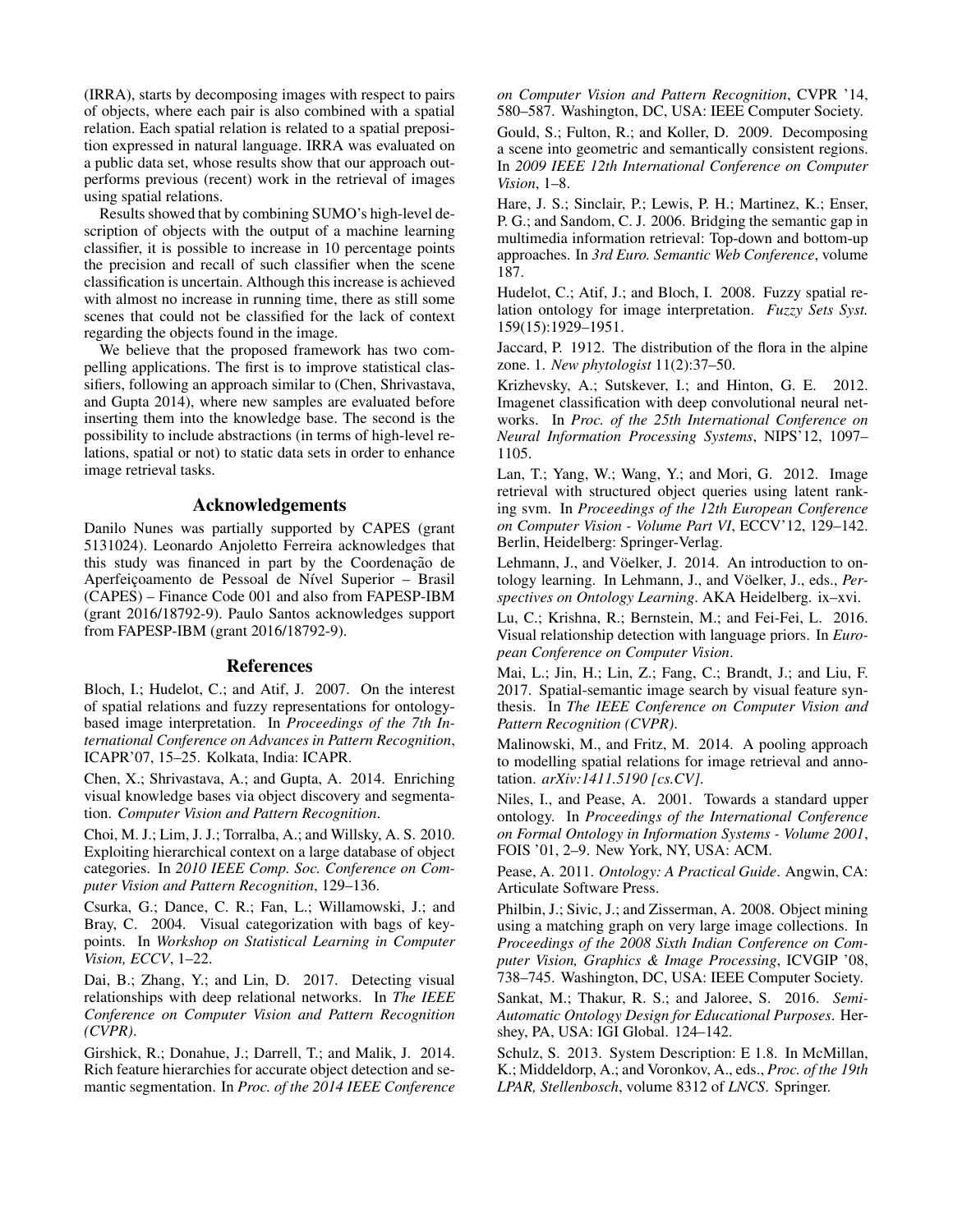(IRRA), starts by decomposing images with respect to pairs of objects, where each pair is also combined with a spatial relation. Each spatial relation is related to a spatial preposition expressed in natural language. IRRA was evaluated on a public data set, whose results show that our approach outperforms previous (recent) work in the retrieval of images using spatial relations.

Results showed that by combining SUMO's high-level description of objects with the output of a machine learning classifier, it is possible to increase in 10 percentage points the precision and recall of such classifier when the scene classification is uncertain. Although this increase is achieved with almost no increase in running time, there as still some scenes that could not be classified for the lack of context regarding the objects found in the image.

We believe that the proposed framework has two compelling applications. The first is to improve statistical classifiers, following an approach similar to (Chen, Shrivastava, and Gupta 2014), where new samples are evaluated before inserting them into the knowledge base. The second is the possibility to include abstractions (in terms of high-level relations, spatial or not) to static data sets in order to enhance image retrieval tasks.

## Acknowledgements

Danilo Nunes was partially supported by CAPES (grant 5131024). Leonardo Anjoletto Ferreira acknowledges that this study was financed in part by the Coordenação de Aperfeiçoamento de Pessoal de Nível Superior – Brasil (CAPES) – Finance Code 001 and also from FAPESP-IBM (grant 2016/18792-9). Paulo Santos acknowledges support from FAPESP-IBM (grant 2016/18792-9).

## References

Bloch, I.; Hudelot, C.; and Atif, J. 2007. On the interest of spatial relations and fuzzy representations for ontology-based image interpretation. In *Proceedings of the 7th International Conference on Advances in Pattern Recognition*, ICAPR'07, 15–25. Kolkata, India: ICAPR.

Chen, X.; Shrivastava, A.; and Gupta, A. 2014. Enriching visual knowledge bases via object discovery and segmentation. *Computer Vision and Pattern Recognition*.

Choi, M. J.; Lim, J. J.; Torralba, A.; and Willsky, A. S. 2010. Exploiting hierarchical context on a large database of object categories. In *2010 IEEE Comp. Soc. Conference on Computer Vision and Pattern Recognition*, 129–136.

Csurka, G.; Dance, C. R.; Fan, L.; Willamowski, J.; and Bray, C. 2004. Visual categorization with bags of keypoints. In *Workshop on Statistical Learning in Computer Vision, ECCV*, 1–22.

Dai, B.; Zhang, Y.; and Lin, D. 2017. Detecting visual relationships with deep relational networks. In *The IEEE Conference on Computer Vision and Pattern Recognition (CVPR)*.

Girshick, R.; Donahue, J.; Darrell, T.; and Malik, J. 2014. Rich feature hierarchies for accurate object detection and semantic segmentation. In *Proc. of the 2014 IEEE Conference on Computer Vision and Pattern Recognition*, CVPR '14, 580–587. Washington, DC, USA: IEEE Computer Society.

Gould, S.; Fulton, R.; and Koller, D. 2009. Decomposing a scene into geometric and semantically consistent regions. In *2009 IEEE 12th International Conference on Computer Vision*, 1–8.

Hare, J. S.; Sinclair, P.; Lewis, P. H.; Martinez, K.; Enser, P. G.; and Sandom, C. J. 2006. Bridging the semantic gap in multimedia information retrieval: Top-down and bottom-up approaches. In *3rd Euro. Semantic Web Conference*, volume 187.

Hudelot, C.; Atif, J.; and Bloch, I. 2008. Fuzzy spatial relation ontology for image interpretation. *Fuzzy Sets Syst.* 159(15):1929–1951.

Jaccard, P. 1912. The distribution of the flora in the alpine zone. 1. *New phytologist* 11(2):37–50.

Krizhevsky, A.; Sutskever, I.; and Hinton, G. E. 2012. Imagenet classification with deep convolutional neural networks. In *Proc. of the 25th International Conference on Neural Information Processing Systems*, NIPS'12, 1097–1105.

Lan, T.; Yang, W.; Wang, Y.; and Mori, G. 2012. Image retrieval with structured object queries using latent ranking svm. In *Proceedings of the 12th European Conference on Computer Vision - Volume Part VI*, ECCV'12, 129–142. Berlin, Heidelberg: Springer-Verlag.

Lehmann, J., and Vöelker, J. 2014. An introduction to ontology learning. In Lehmann, J., and Vöelker, J., eds., *Perspectives on Ontology Learning*. AKA Heidelberg. ix–xvi.

Lu, C.; Krishna, R.; Bernstein, M.; and Fei-Fei, L. 2016. Visual relationship detection with language priors. In *European Conference on Computer Vision*.

Mai, L.; Jin, H.; Lin, Z.; Fang, C.; Brandt, J.; and Liu, F. 2017. Spatial-semantic image search by visual feature synthesis. In *The IEEE Conference on Computer Vision and Pattern Recognition (CVPR)*.

Malinowski, M., and Fritz, M. 2014. A pooling approach to modelling spatial relations for image retrieval and annotation. *arXiv:1411.5190 [cs.CV]*.

Niles, I., and Pease, A. 2001. Towards a standard upper ontology. In *Proceedings of the International Conference on Formal Ontology in Information Systems - Volume 2001*, FOIS '01, 2–9. New York, NY, USA: ACM.

Pease, A. 2011. *Ontology: A Practical Guide*. Angwin, CA: Articulate Software Press.

Philbin, J.; Sivic, J.; and Zisserman, A. 2008. Object mining using a matching graph on very large image collections. In *Proceedings of the 2008 Sixth Indian Conference on Computer Vision, Graphics & Image Processing*, ICVGIP '08, 738–745. Washington, DC, USA: IEEE Computer Society.

Sankat, M.; Thakur, R. S.; and Jaloree, S. 2016. *Semi-Automatic Ontology Design for Educational Purposes*. Hershey, PA, USA: IGI Global. 124–142.

Schulz, S. 2013. System Description: E 1.8. In McMillan, K.; Middeldorp, A.; and Voronkov, A., eds., *Proc. of the 19th LPAR, Stellenbosch*, volume 8312 of *LNCS*. Springer.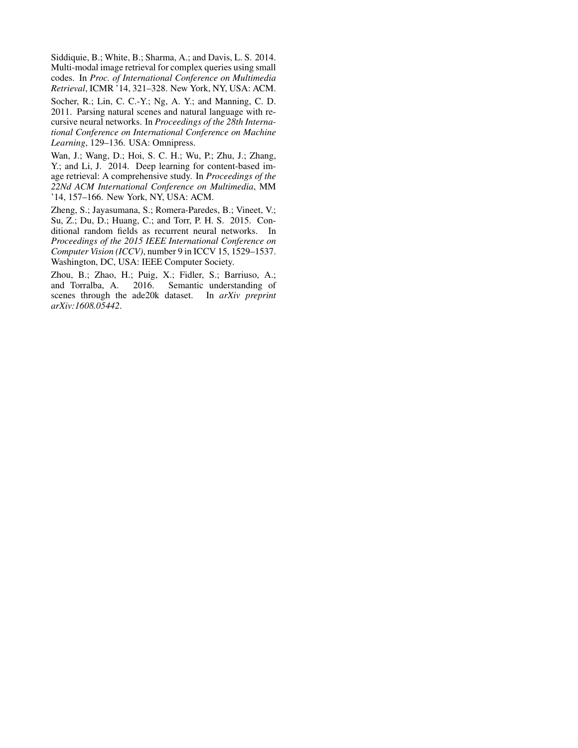Siddiquie, B.; White, B.; Sharma, A.; and Davis, L. S. 2014. Multi-modal image retrieval for complex queries using small codes. In *Proc. of International Conference on Multimedia Retrieval*, ICMR '14, 321–328. New York, NY, USA: ACM.

Socher, R.; Lin, C. C.-Y.; Ng, A. Y.; and Manning, C. D. 2011. Parsing natural scenes and natural language with recursive neural networks. In *Proceedings of the 28th International Conference on International Conference on Machine Learning*, 129–136. USA: Omnipress.

Wan, J.; Wang, D.; Hoi, S. C. H.; Wu, P.; Zhu, J.; Zhang, Y.; and Li, J. 2014. Deep learning for content-based image retrieval: A comprehensive study. In *Proceedings of the 22Nd ACM International Conference on Multimedia*, MM '14, 157–166. New York, NY, USA: ACM.

Zheng, S.; Jayasumana, S.; Romera-Paredes, B.; Vineet, V.; Su, Z.; Du, D.; Huang, C.; and Torr, P. H. S. 2015. Conditional random fields as recurrent neural networks. In *Proceedings of the 2015 IEEE International Conference on Computer Vision (ICCV)*, number 9 in ICCV 15, 1529–1537. Washington, DC, USA: IEEE Computer Society.

Zhou, B.; Zhao, H.; Puig, X.; Fidler, S.; Barriuso, A.; and Torralba, A. 2016. Semantic understanding of scenes through the ade20k dataset. In *arXiv preprint arXiv:1608.05442*.